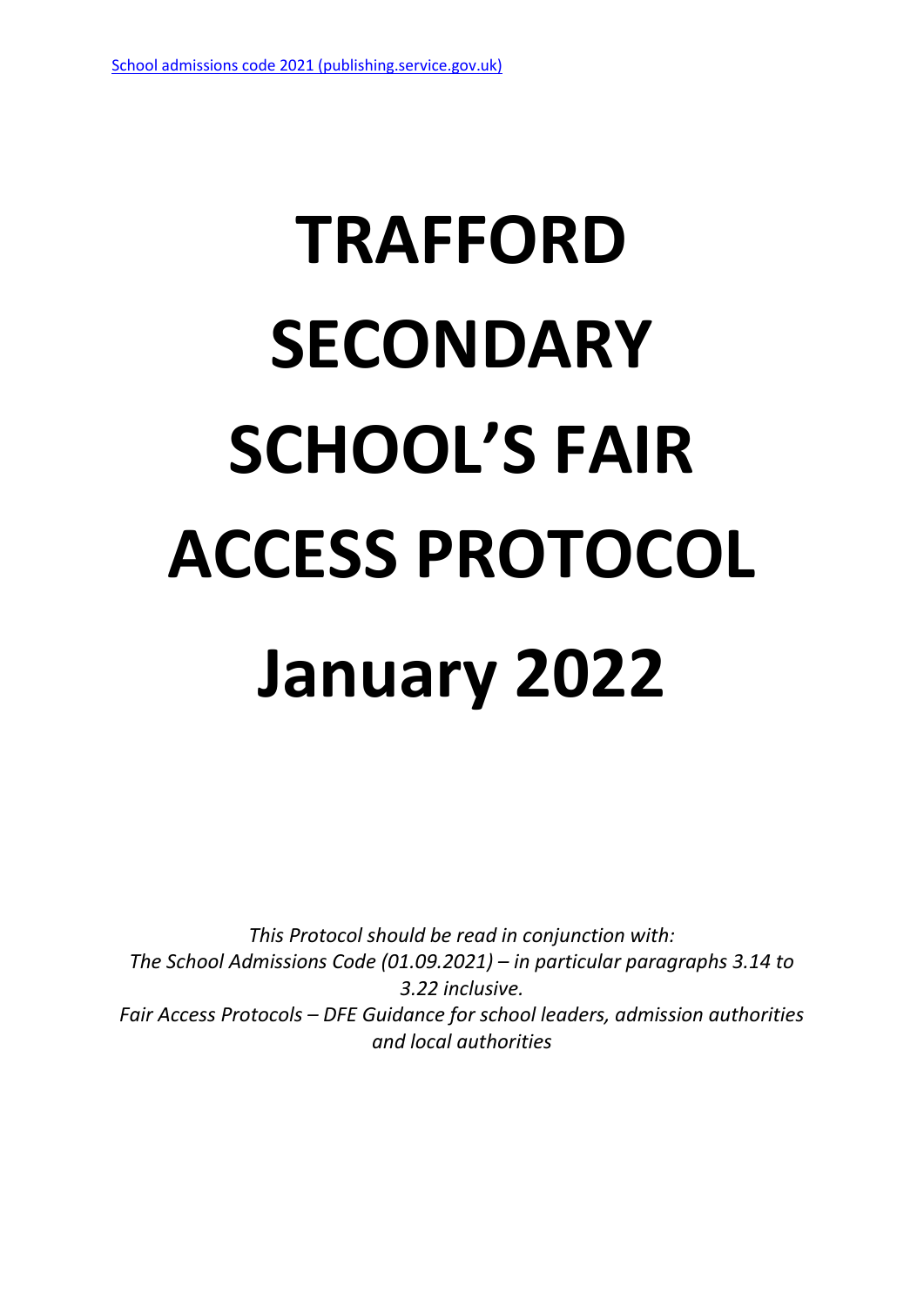[School admissions code 2021 (publishing.service.gov.uk)](#)

# TRAFFORD SECONDARY SCHOOL'S FAIR ACCESS PROTOCOL January 2022

*This Protocol should be read in conjunction with:*
*The School Admissions Code (01.09.2021) – in particular paragraphs 3.14 to 3.22 inclusive.*
*Fair Access Protocols – DFE Guidance for school leaders, admission authorities and local authorities*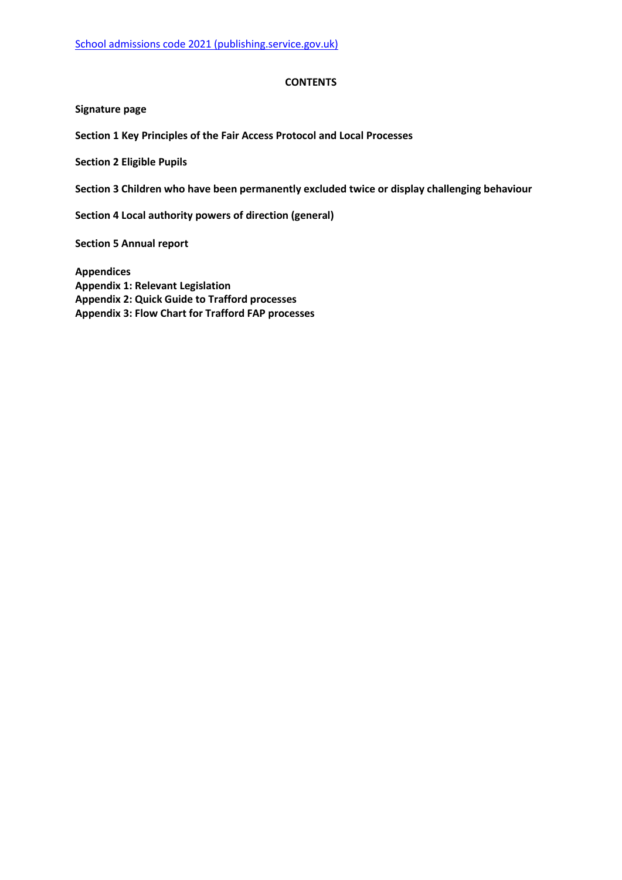[School admissions code 2021 (publishing.service.gov.uk)](School admissions code 2021 (publishing.service.gov.uk))

**CONTENTS**

**Signature page**

**Section 1 Key Principles of the Fair Access Protocol and Local Processes**

**Section 2 Eligible Pupils**

**Section 3 Children who have been permanently excluded twice or display challenging behaviour**

**Section 4 Local authority powers of direction (general)**

**Section 5 Annual report**

**Appendices**
**Appendix 1: Relevant Legislation**
**Appendix 2: Quick Guide to Trafford processes**
**Appendix 3: Flow Chart for Trafford FAP processes**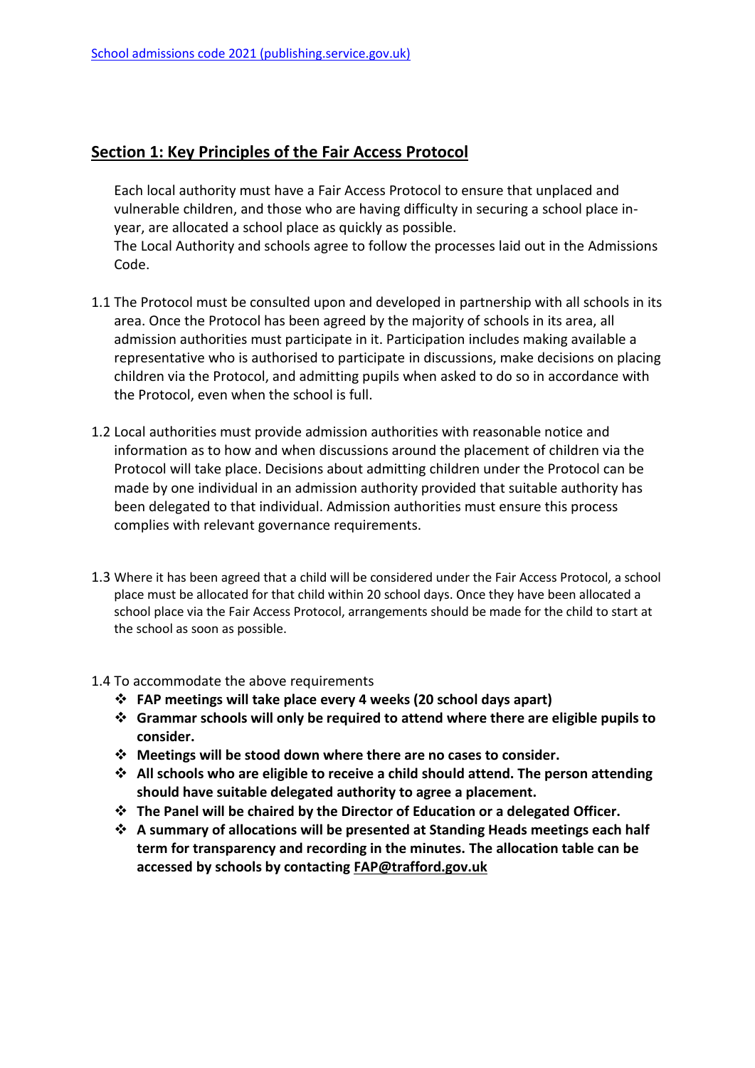[School admissions code 2021 (publishing.service.gov.uk)](https://assets.publishing.service.gov.uk)

## Section 1: Key Principles of the Fair Access Protocol

Each local authority must have a Fair Access Protocol to ensure that unplaced and vulnerable children, and those who are having difficulty in securing a school place in-year, are allocated a school place as quickly as possible.
The Local Authority and schools agree to follow the processes laid out in the Admissions Code.

1.1 The Protocol must be consulted upon and developed in partnership with all schools in its area. Once the Protocol has been agreed by the majority of schools in its area, all admission authorities must participate in it. Participation includes making available a representative who is authorised to participate in discussions, make decisions on placing children via the Protocol, and admitting pupils when asked to do so in accordance with the Protocol, even when the school is full.

1.2 Local authorities must provide admission authorities with reasonable notice and information as to how and when discussions around the placement of children via the Protocol will take place. Decisions about admitting children under the Protocol can be made by one individual in an admission authority provided that suitable authority has been delegated to that individual. Admission authorities must ensure this process complies with relevant governance requirements.

1.3 Where it has been agreed that a child will be considered under the Fair Access Protocol, a school place must be allocated for that child within 20 school days. Once they have been allocated a school place via the Fair Access Protocol, arrangements should be made for the child to start at the school as soon as possible.

1.4 To accommodate the above requirements

- **FAP meetings will take place every 4 weeks (20 school days apart)**
- **Grammar schools will only be required to attend where there are eligible pupils to consider.**
- **Meetings will be stood down where there are no cases to consider.**
- **All schools who are eligible to receive a child should attend. The person attending should have suitable delegated authority to agree a placement.**
- **The Panel will be chaired by the Director of Education or a delegated Officer.**
- **A summary of allocations will be presented at Standing Heads meetings each half term for transparency and recording in the minutes. The allocation table can be accessed by schools by contacting FAP@trafford.gov.uk**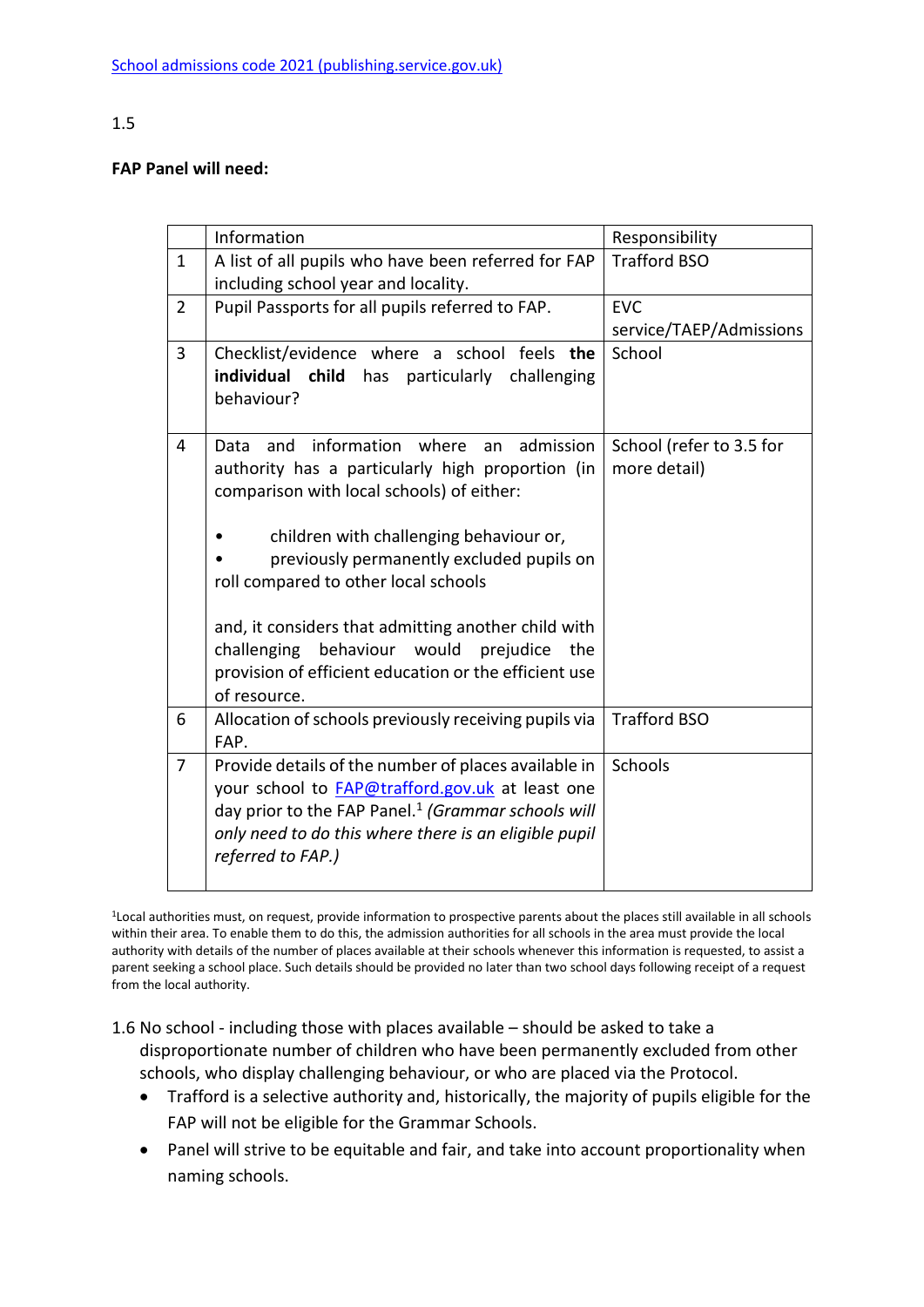[School admissions code 2021 (publishing.service.gov.uk)](School admissions code 2021 (publishing.service.gov.uk))

1.5

**FAP Panel will need:**

| | Information | Responsibility |
|---|---|---|
| 1 | A list of all pupils who have been referred for FAP including school year and locality. | Trafford BSO |
| 2 | Pupil Passports for all pupils referred to FAP. | EVC service/TAEP/Admissions |
| 3 | Checklist/evidence where a school feels **the individual child** has particularly challenging behaviour? | School |
| 4 | Data and information where an admission authority has a particularly high proportion (in comparison with local schools) of either:<br><br>• children with challenging behaviour or,<br>• previously permanently excluded pupils on roll compared to other local schools<br><br>and, it considers that admitting another child with challenging behaviour would prejudice the provision of efficient education or the efficient use of resource. | School (refer to 3.5 for more detail) |
| 6 | Allocation of schools previously receiving pupils via FAP. | Trafford BSO |
| 7 | Provide details of the number of places available in your school to FAP@trafford.gov.uk at least one day prior to the FAP Panel.[1] *(Grammar schools will only need to do this where there is an eligible pupil referred to FAP.)* | Schools |

[1]Local authorities must, on request, provide information to prospective parents about the places still available in all schools within their area. To enable them to do this, the admission authorities for all schools in the area must provide the local authority with details of the number of places available at their schools whenever this information is requested, to assist a parent seeking a school place. Such details should be provided no later than two school days following receipt of a request from the local authority.

1.6 No school - including those with places available – should be asked to take a disproportionate number of children who have been permanently excluded from other schools, who display challenging behaviour, or who are placed via the Protocol.

- Trafford is a selective authority and, historically, the majority of pupils eligible for the FAP will not be eligible for the Grammar Schools.
- Panel will strive to be equitable and fair, and take into account proportionality when naming schools.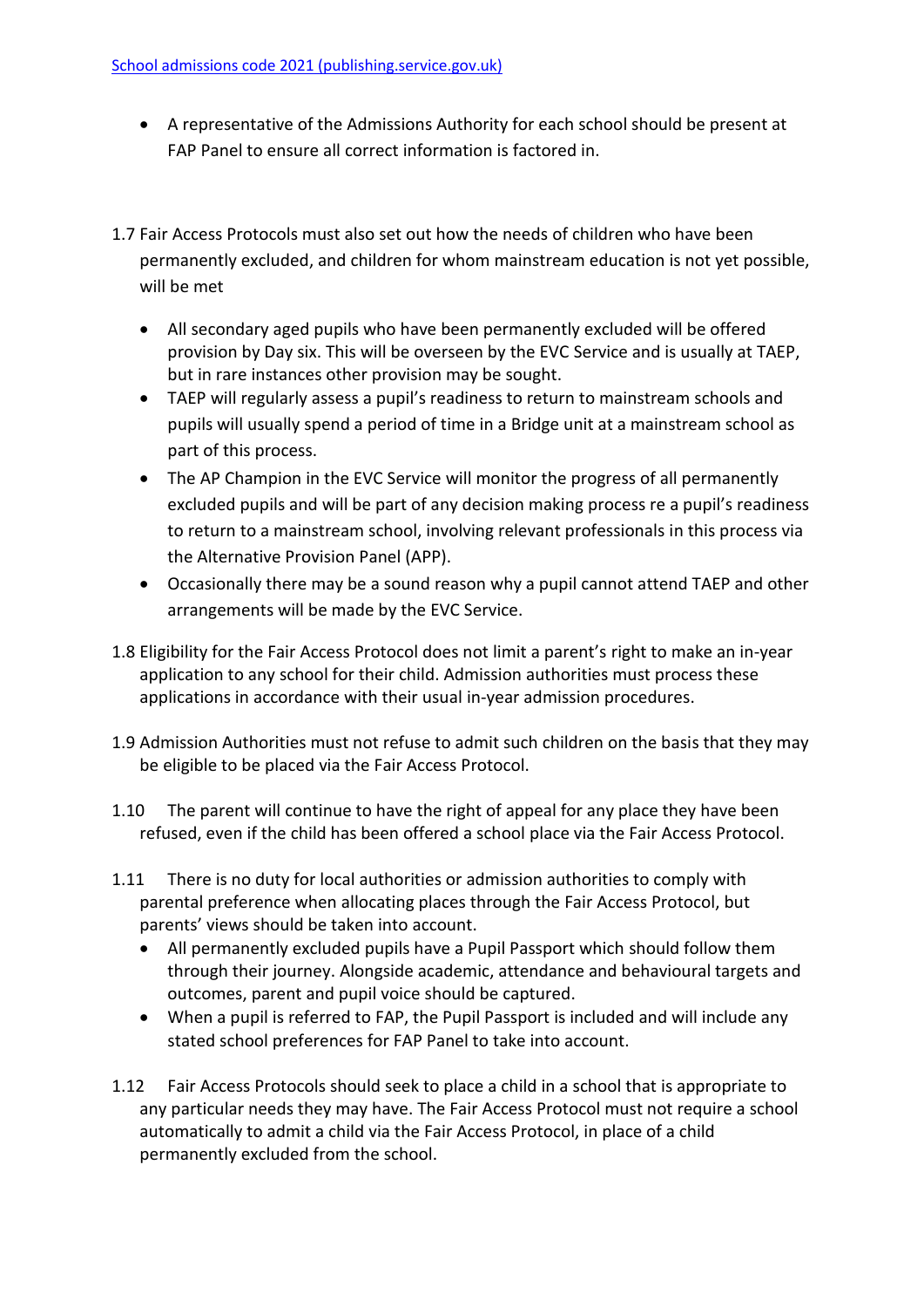[School admissions code 2021 (publishing.service.gov.uk)]

- A representative of the Admissions Authority for each school should be present at FAP Panel to ensure all correct information is factored in.

1.7 Fair Access Protocols must also set out how the needs of children who have been permanently excluded, and children for whom mainstream education is not yet possible, will be met

- All secondary aged pupils who have been permanently excluded will be offered provision by Day six. This will be overseen by the EVC Service and is usually at TAEP, but in rare instances other provision may be sought.
- TAEP will regularly assess a pupil's readiness to return to mainstream schools and pupils will usually spend a period of time in a Bridge unit at a mainstream school as part of this process.
- The AP Champion in the EVC Service will monitor the progress of all permanently excluded pupils and will be part of any decision making process re a pupil's readiness to return to a mainstream school, involving relevant professionals in this process via the Alternative Provision Panel (APP).
- Occasionally there may be a sound reason why a pupil cannot attend TAEP and other arrangements will be made by the EVC Service.

1.8 Eligibility for the Fair Access Protocol does not limit a parent's right to make an in-year application to any school for their child. Admission authorities must process these applications in accordance with their usual in-year admission procedures.

1.9 Admission Authorities must not refuse to admit such children on the basis that they may be eligible to be placed via the Fair Access Protocol.

1.10 The parent will continue to have the right of appeal for any place they have been refused, even if the child has been offered a school place via the Fair Access Protocol.

1.11 There is no duty for local authorities or admission authorities to comply with parental preference when allocating places through the Fair Access Protocol, but parents' views should be taken into account.

- All permanently excluded pupils have a Pupil Passport which should follow them through their journey. Alongside academic, attendance and behavioural targets and outcomes, parent and pupil voice should be captured.
- When a pupil is referred to FAP, the Pupil Passport is included and will include any stated school preferences for FAP Panel to take into account.

1.12 Fair Access Protocols should seek to place a child in a school that is appropriate to any particular needs they may have. The Fair Access Protocol must not require a school automatically to admit a child via the Fair Access Protocol, in place of a child permanently excluded from the school.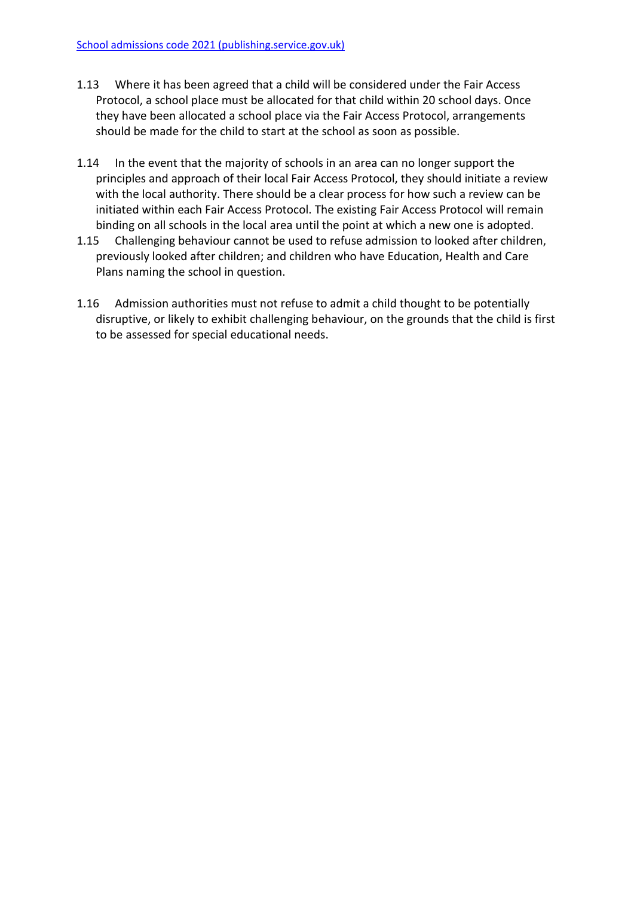[School admissions code 2021 (publishing.service.gov.uk)](School admissions code 2021 (publishing.service.gov.uk))

1.13 Where it has been agreed that a child will be considered under the Fair Access Protocol, a school place must be allocated for that child within 20 school days. Once they have been allocated a school place via the Fair Access Protocol, arrangements should be made for the child to start at the school as soon as possible.

1.14 In the event that the majority of schools in an area can no longer support the principles and approach of their local Fair Access Protocol, they should initiate a review with the local authority. There should be a clear process for how such a review can be initiated within each Fair Access Protocol. The existing Fair Access Protocol will remain binding on all schools in the local area until the point at which a new one is adopted.

1.15 Challenging behaviour cannot be used to refuse admission to looked after children, previously looked after children; and children who have Education, Health and Care Plans naming the school in question.

1.16 Admission authorities must not refuse to admit a child thought to be potentially disruptive, or likely to exhibit challenging behaviour, on the grounds that the child is first to be assessed for special educational needs.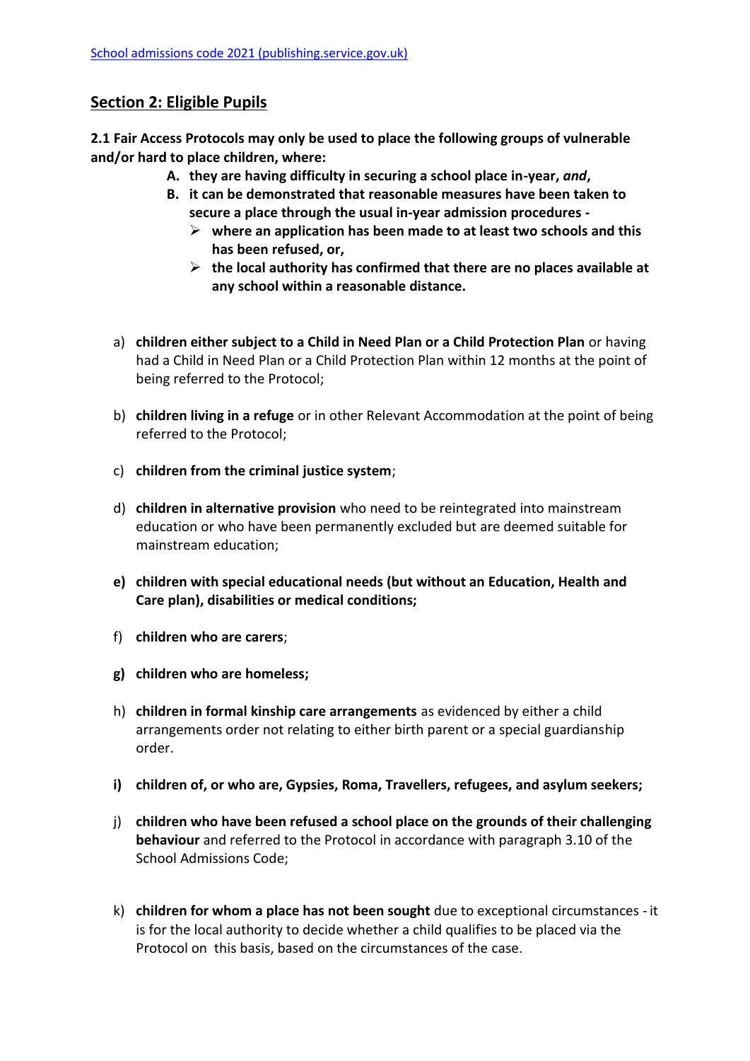[School admissions code 2021 (publishing.service.gov.uk)](School admissions code 2021 (publishing.service.gov.uk))

## Section 2: Eligible Pupils

**2.1 Fair Access Protocols may only be used to place the following groups of vulnerable and/or hard to place children, where:**

- **A. they are having difficulty in securing a school place in-year, *and*,**
- **B. it can be demonstrated that reasonable measures have been taken to secure a place through the usual in-year admission procedures -**
  - **where an application has been made to at least two schools and this has been refused, or,**
  - **the local authority has confirmed that there are no places available at any school within a reasonable distance.**

a) **children either subject to a Child in Need Plan or a Child Protection Plan** or having had a Child in Need Plan or a Child Protection Plan within 12 months at the point of being referred to the Protocol;

b) **children living in a refuge** or in other Relevant Accommodation at the point of being referred to the Protocol;

c) **children from the criminal justice system**;

d) **children in alternative provision** who need to be reintegrated into mainstream education or who have been permanently excluded but are deemed suitable for mainstream education;

**e) children with special educational needs (but without an Education, Health and Care plan), disabilities or medical conditions;**

f) **children who are carers**;

**g) children who are homeless;**

h) **children in formal kinship care arrangements** as evidenced by either a child arrangements order not relating to either birth parent or a special guardianship order.

**i) children of, or who are, Gypsies, Roma, Travellers, refugees, and asylum seekers;**

j) **children who have been refused a school place on the grounds of their challenging behaviour** and referred to the Protocol in accordance with paragraph 3.10 of the School Admissions Code;

k) **children for whom a place has not been sought** due to exceptional circumstances - it is for the local authority to decide whether a child qualifies to be placed via the Protocol on this basis, based on the circumstances of the case.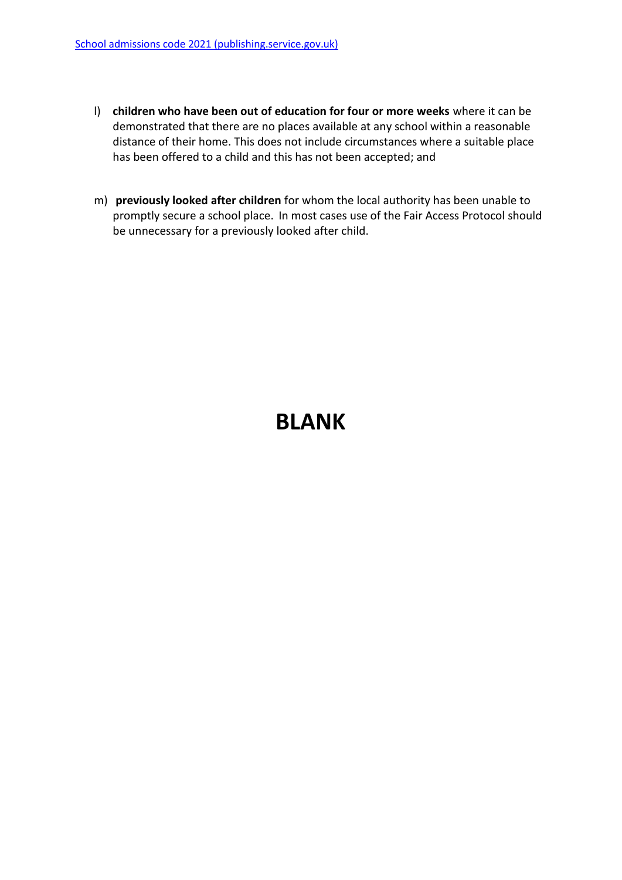[School admissions code 2021 (publishing.service.gov.uk)]()

l) **children who have been out of education for four or more weeks** where it can be demonstrated that there are no places available at any school within a reasonable distance of their home. This does not include circumstances where a suitable place has been offered to a child and this has not been accepted; and

m) **previously looked after children** for whom the local authority has been unable to promptly secure a school place. In most cases use of the Fair Access Protocol should be unnecessary for a previously looked after child.

# BLANK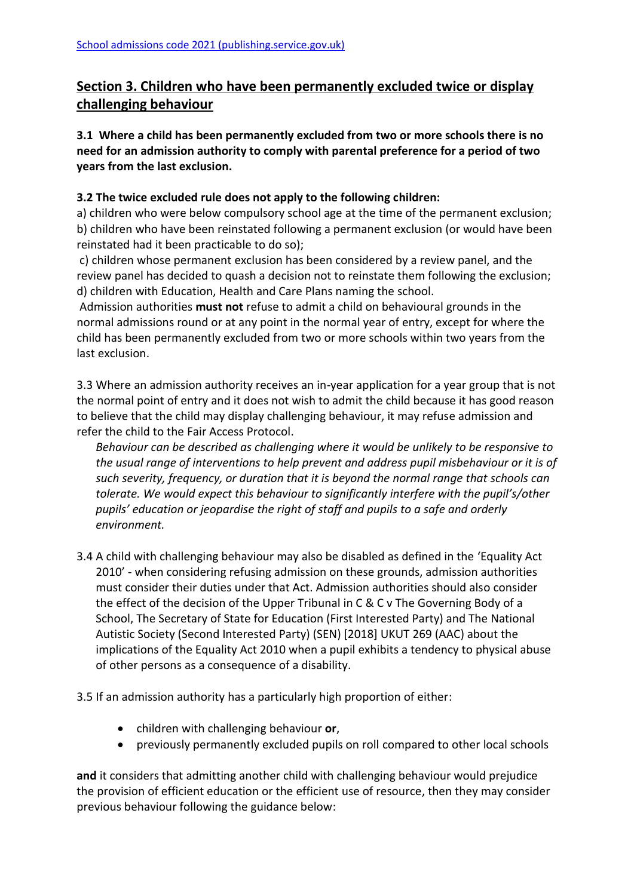[School admissions code 2021 (publishing.service.gov.uk)]

## Section 3. Children who have been permanently excluded twice or display challenging behaviour

**3.1 Where a child has been permanently excluded from two or more schools there is no need for an admission authority to comply with parental preference for a period of two years from the last exclusion.**

**3.2 The twice excluded rule does not apply to the following children:**

a) children who were below compulsory school age at the time of the permanent exclusion;
b) children who have been reinstated following a permanent exclusion (or would have been reinstated had it been practicable to do so);
c) children whose permanent exclusion has been considered by a review panel, and the review panel has decided to quash a decision not to reinstate them following the exclusion;
d) children with Education, Health and Care Plans naming the school.

Admission authorities **must not** refuse to admit a child on behavioural grounds in the normal admissions round or at any point in the normal year of entry, except for where the child has been permanently excluded from two or more schools within two years from the last exclusion.

3.3 Where an admission authority receives an in-year application for a year group that is not the normal point of entry and it does not wish to admit the child because it has good reason to believe that the child may display challenging behaviour, it may refuse admission and refer the child to the Fair Access Protocol.

*Behaviour can be described as challenging where it would be unlikely to be responsive to the usual range of interventions to help prevent and address pupil misbehaviour or it is of such severity, frequency, or duration that it is beyond the normal range that schools can tolerate. We would expect this behaviour to significantly interfere with the pupil's/other pupils' education or jeopardise the right of staff and pupils to a safe and orderly environment.*

3.4 A child with challenging behaviour may also be disabled as defined in the 'Equality Act 2010' - when considering refusing admission on these grounds, admission authorities must consider their duties under that Act. Admission authorities should also consider the effect of the decision of the Upper Tribunal in C & C v The Governing Body of a School, The Secretary of State for Education (First Interested Party) and The National Autistic Society (Second Interested Party) (SEN) [2018] UKUT 269 (AAC) about the implications of the Equality Act 2010 when a pupil exhibits a tendency to physical abuse of other persons as a consequence of a disability.

3.5 If an admission authority has a particularly high proportion of either:

- children with challenging behaviour **or**,
- previously permanently excluded pupils on roll compared to other local schools

**and** it considers that admitting another child with challenging behaviour would prejudice the provision of efficient education or the efficient use of resource, then they may consider previous behaviour following the guidance below: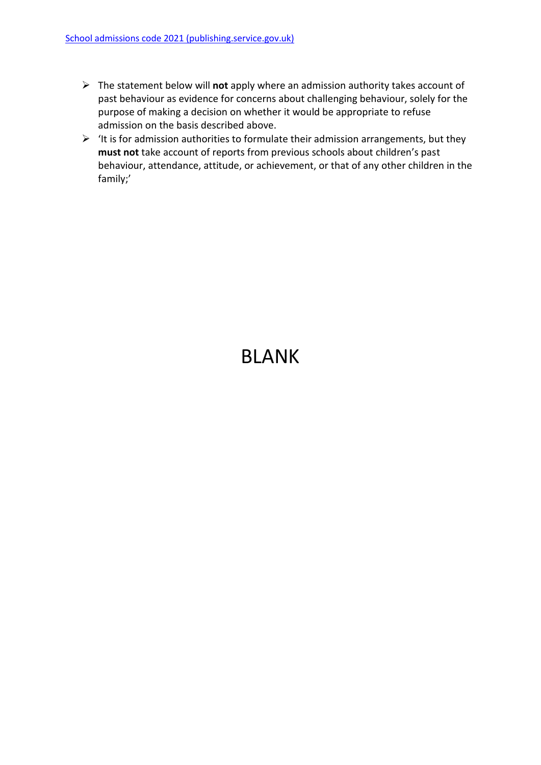[School admissions code 2021 (publishing.service.gov.uk)]

- The statement below will **not** apply where an admission authority takes account of past behaviour as evidence for concerns about challenging behaviour, solely for the purpose of making a decision on whether it would be appropriate to refuse admission on the basis described above.
- 'It is for admission authorities to formulate their admission arrangements, but they **must not** take account of reports from previous schools about children's past behaviour, attendance, attitude, or achievement, or that of any other children in the family;'

BLANK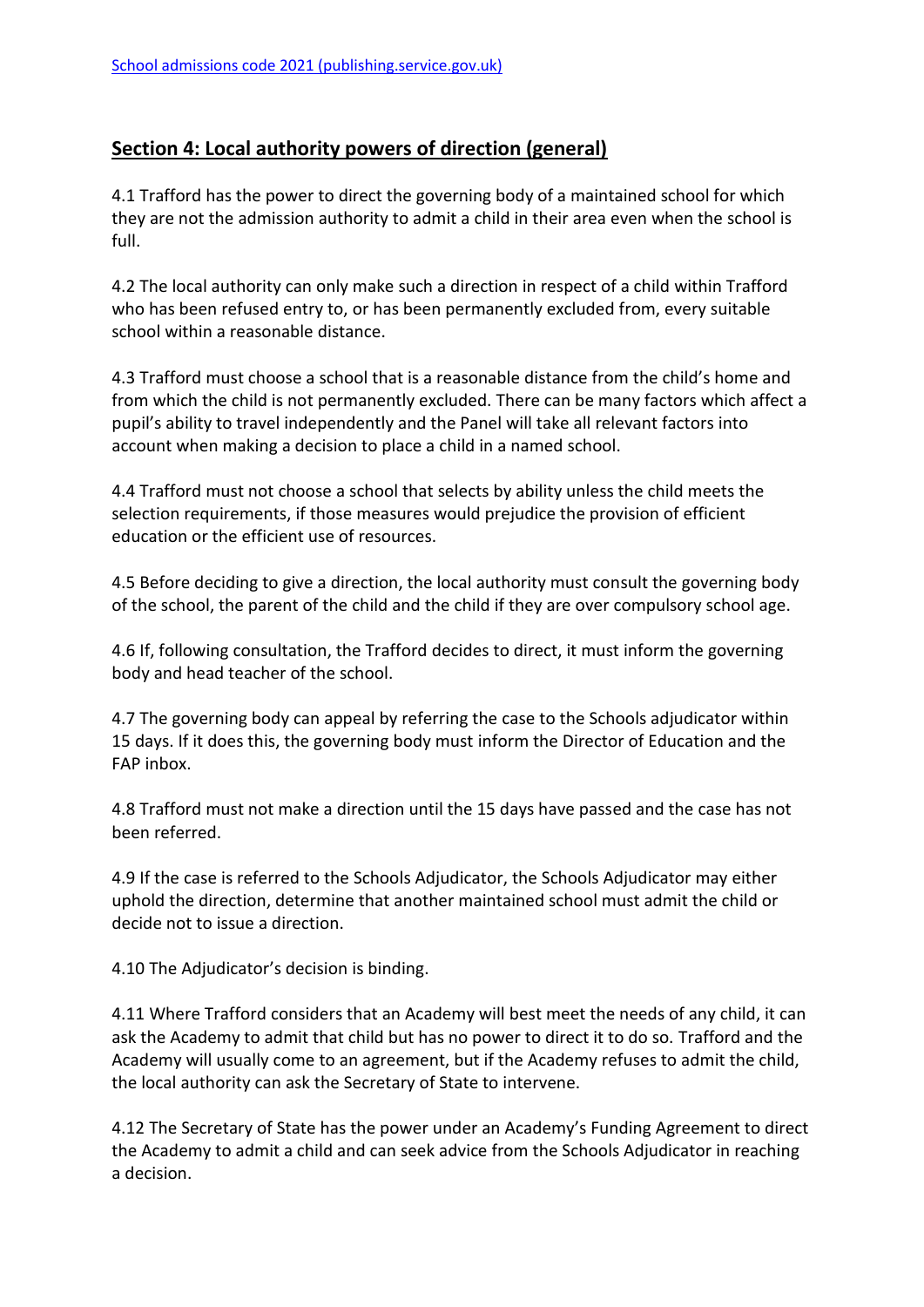[School admissions code 2021 (publishing.service.gov.uk)](#)

## Section 4: Local authority powers of direction (general)

4.1 Trafford has the power to direct the governing body of a maintained school for which they are not the admission authority to admit a child in their area even when the school is full.

4.2 The local authority can only make such a direction in respect of a child within Trafford who has been refused entry to, or has been permanently excluded from, every suitable school within a reasonable distance.

4.3 Trafford must choose a school that is a reasonable distance from the child's home and from which the child is not permanently excluded. There can be many factors which affect a pupil's ability to travel independently and the Panel will take all relevant factors into account when making a decision to place a child in a named school.

4.4 Trafford must not choose a school that selects by ability unless the child meets the selection requirements, if those measures would prejudice the provision of efficient education or the efficient use of resources.

4.5 Before deciding to give a direction, the local authority must consult the governing body of the school, the parent of the child and the child if they are over compulsory school age.

4.6 If, following consultation, the Trafford decides to direct, it must inform the governing body and head teacher of the school.

4.7 The governing body can appeal by referring the case to the Schools adjudicator within 15 days. If it does this, the governing body must inform the Director of Education and the FAP inbox.

4.8 Trafford must not make a direction until the 15 days have passed and the case has not been referred.

4.9 If the case is referred to the Schools Adjudicator, the Schools Adjudicator may either uphold the direction, determine that another maintained school must admit the child or decide not to issue a direction.

4.10 The Adjudicator's decision is binding.

4.11 Where Trafford considers that an Academy will best meet the needs of any child, it can ask the Academy to admit that child but has no power to direct it to do so. Trafford and the Academy will usually come to an agreement, but if the Academy refuses to admit the child, the local authority can ask the Secretary of State to intervene.

4.12 The Secretary of State has the power under an Academy's Funding Agreement to direct the Academy to admit a child and can seek advice from the Schools Adjudicator in reaching a decision.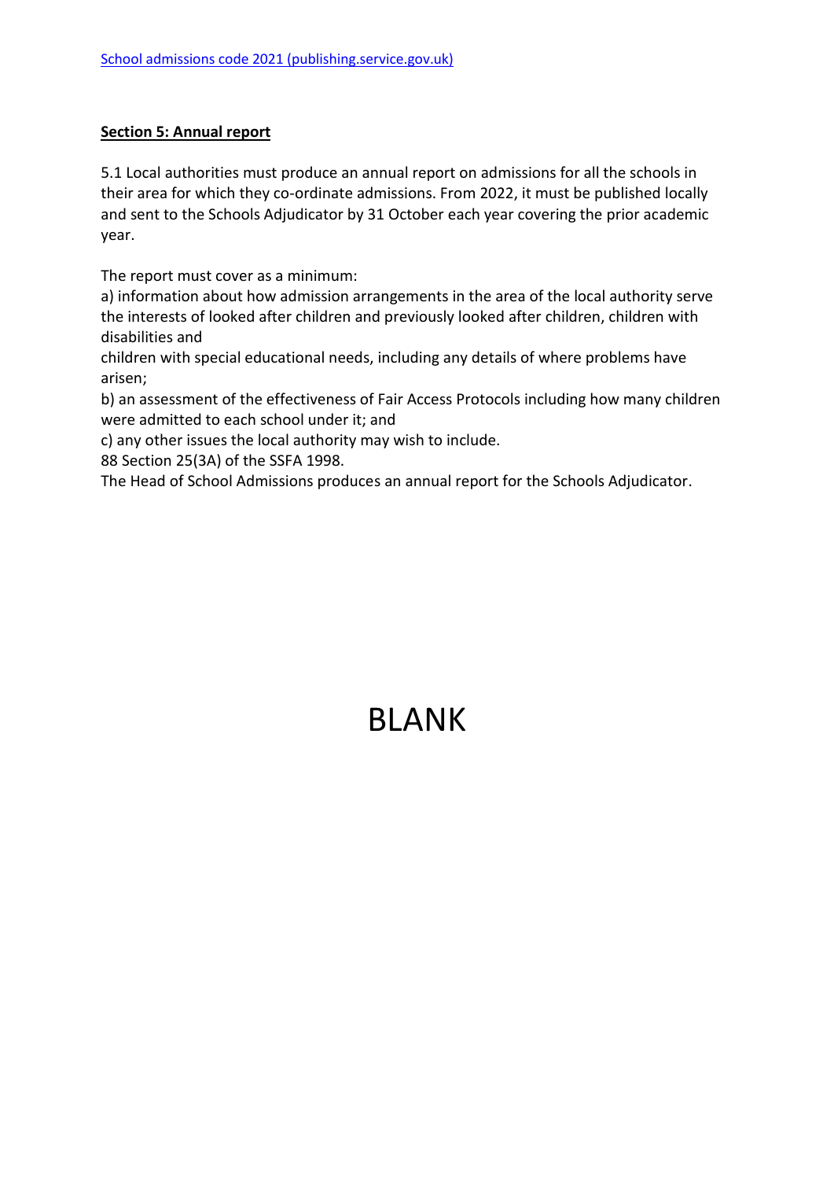[School admissions code 2021 (publishing.service.gov.uk)]

**Section 5: Annual report**

5.1 Local authorities must produce an annual report on admissions for all the schools in their area for which they co-ordinate admissions. From 2022, it must be published locally and sent to the Schools Adjudicator by 31 October each year covering the prior academic year.

The report must cover as a minimum:
a) information about how admission arrangements in the area of the local authority serve the interests of looked after children and previously looked after children, children with disabilities and
children with special educational needs, including any details of where problems have arisen;
b) an assessment of the effectiveness of Fair Access Protocols including how many children were admitted to each school under it; and
c) any other issues the local authority may wish to include.
88 Section 25(3A) of the SSFA 1998.
The Head of School Admissions produces an annual report for the Schools Adjudicator.

BLANK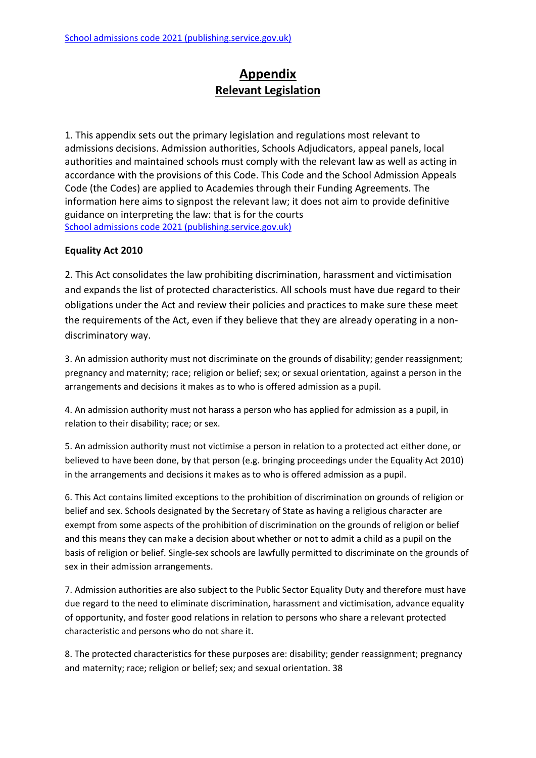[School admissions code 2021 (publishing.service.gov.uk)](School admissions code 2021 (publishing.service.gov.uk))

# Appendix

## Relevant Legislation

1. This appendix sets out the primary legislation and regulations most relevant to admissions decisions. Admission authorities, Schools Adjudicators, appeal panels, local authorities and maintained schools must comply with the relevant law as well as acting in accordance with the provisions of this Code. This Code and the School Admission Appeals Code (the Codes) are applied to Academies through their Funding Agreements. The information here aims to signpost the relevant law; it does not aim to provide definitive guidance on interpreting the law: that is for the courts
[School admissions code 2021 (publishing.service.gov.uk)](School admissions code 2021 (publishing.service.gov.uk))

**Equality Act 2010**

2. This Act consolidates the law prohibiting discrimination, harassment and victimisation and expands the list of protected characteristics. All schools must have due regard to their obligations under the Act and review their policies and practices to make sure these meet the requirements of the Act, even if they believe that they are already operating in a non-discriminatory way.

3. An admission authority must not discriminate on the grounds of disability; gender reassignment; pregnancy and maternity; race; religion or belief; sex; or sexual orientation, against a person in the arrangements and decisions it makes as to who is offered admission as a pupil.

4. An admission authority must not harass a person who has applied for admission as a pupil, in relation to their disability; race; or sex.

5. An admission authority must not victimise a person in relation to a protected act either done, or believed to have been done, by that person (e.g. bringing proceedings under the Equality Act 2010) in the arrangements and decisions it makes as to who is offered admission as a pupil.

6. This Act contains limited exceptions to the prohibition of discrimination on grounds of religion or belief and sex. Schools designated by the Secretary of State as having a religious character are exempt from some aspects of the prohibition of discrimination on the grounds of religion or belief and this means they can make a decision about whether or not to admit a child as a pupil on the basis of religion or belief. Single-sex schools are lawfully permitted to discriminate on the grounds of sex in their admission arrangements.

7. Admission authorities are also subject to the Public Sector Equality Duty and therefore must have due regard to the need to eliminate discrimination, harassment and victimisation, advance equality of opportunity, and foster good relations in relation to persons who share a relevant protected characteristic and persons who do not share it.

8. The protected characteristics for these purposes are: disability; gender reassignment; pregnancy and maternity; race; religion or belief; sex; and sexual orientation. 38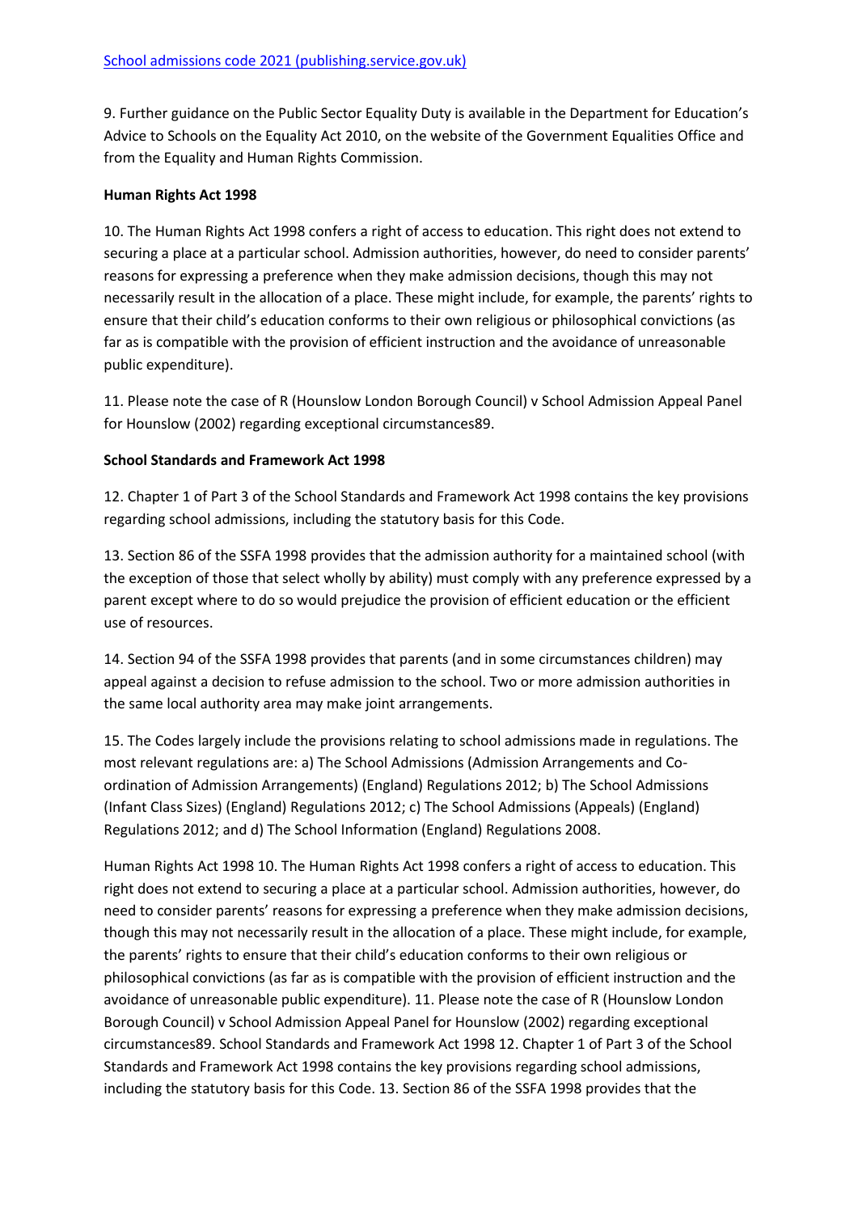[School admissions code 2021 (publishing.service.gov.uk)]

9. Further guidance on the Public Sector Equality Duty is available in the Department for Education's Advice to Schools on the Equality Act 2010, on the website of the Government Equalities Office and from the Equality and Human Rights Commission.

**Human Rights Act 1998**

10. The Human Rights Act 1998 confers a right of access to education. This right does not extend to securing a place at a particular school. Admission authorities, however, do need to consider parents' reasons for expressing a preference when they make admission decisions, though this may not necessarily result in the allocation of a place. These might include, for example, the parents' rights to ensure that their child's education conforms to their own religious or philosophical convictions (as far as is compatible with the provision of efficient instruction and the avoidance of unreasonable public expenditure).

11. Please note the case of R (Hounslow London Borough Council) v School Admission Appeal Panel for Hounslow (2002) regarding exceptional circumstances89.

**School Standards and Framework Act 1998**

12. Chapter 1 of Part 3 of the School Standards and Framework Act 1998 contains the key provisions regarding school admissions, including the statutory basis for this Code.

13. Section 86 of the SSFA 1998 provides that the admission authority for a maintained school (with the exception of those that select wholly by ability) must comply with any preference expressed by a parent except where to do so would prejudice the provision of efficient education or the efficient use of resources.

14. Section 94 of the SSFA 1998 provides that parents (and in some circumstances children) may appeal against a decision to refuse admission to the school. Two or more admission authorities in the same local authority area may make joint arrangements.

15. The Codes largely include the provisions relating to school admissions made in regulations. The most relevant regulations are: a) The School Admissions (Admission Arrangements and Co-ordination of Admission Arrangements) (England) Regulations 2012; b) The School Admissions (Infant Class Sizes) (England) Regulations 2012; c) The School Admissions (Appeals) (England) Regulations 2012; and d) The School Information (England) Regulations 2008.

Human Rights Act 1998 10. The Human Rights Act 1998 confers a right of access to education. This right does not extend to securing a place at a particular school. Admission authorities, however, do need to consider parents' reasons for expressing a preference when they make admission decisions, though this may not necessarily result in the allocation of a place. These might include, for example, the parents' rights to ensure that their child's education conforms to their own religious or philosophical convictions (as far as is compatible with the provision of efficient instruction and the avoidance of unreasonable public expenditure). 11. Please note the case of R (Hounslow London Borough Council) v School Admission Appeal Panel for Hounslow (2002) regarding exceptional circumstances89. School Standards and Framework Act 1998 12. Chapter 1 of Part 3 of the School Standards and Framework Act 1998 contains the key provisions regarding school admissions, including the statutory basis for this Code. 13. Section 86 of the SSFA 1998 provides that the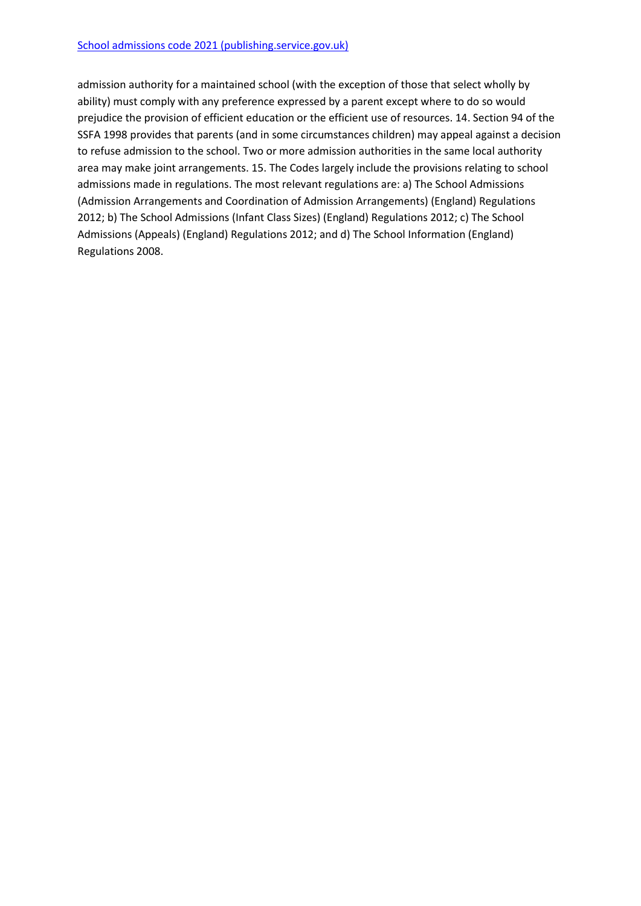[School admissions code 2021 (publishing.service.gov.uk)]()

admission authority for a maintained school (with the exception of those that select wholly by ability) must comply with any preference expressed by a parent except where to do so would prejudice the provision of efficient education or the efficient use of resources. 14. Section 94 of the SSFA 1998 provides that parents (and in some circumstances children) may appeal against a decision to refuse admission to the school. Two or more admission authorities in the same local authority area may make joint arrangements. 15. The Codes largely include the provisions relating to school admissions made in regulations. The most relevant regulations are: a) The School Admissions (Admission Arrangements and Coordination of Admission Arrangements) (England) Regulations 2012; b) The School Admissions (Infant Class Sizes) (England) Regulations 2012; c) The School Admissions (Appeals) (England) Regulations 2012; and d) The School Information (England) Regulations 2008.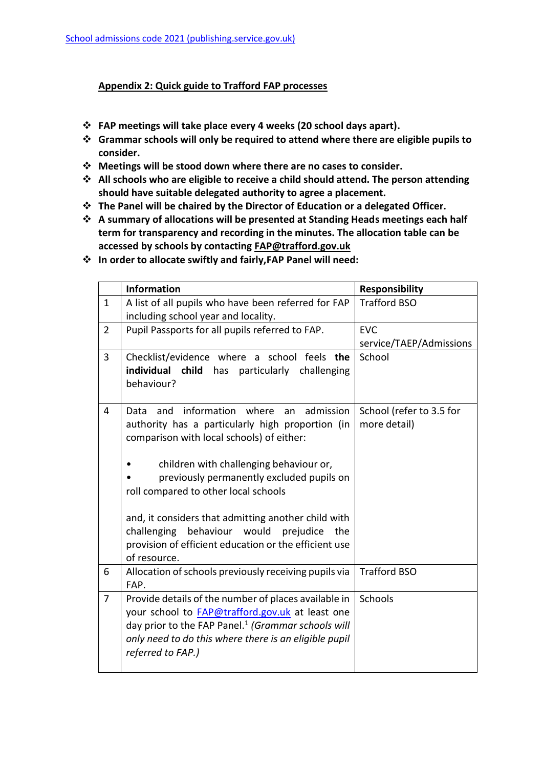[School admissions code 2021 (publishing.service.gov.uk)](School admissions code 2021 (publishing.service.gov.uk))

**Appendix 2: Quick guide to Trafford FAP processes**

- **FAP meetings will take place every 4 weeks (20 school days apart).**
- **Grammar schools will only be required to attend where there are eligible pupils to consider.**
- **Meetings will be stood down where there are no cases to consider.**
- **All schools who are eligible to receive a child should attend. The person attending should have suitable delegated authority to agree a placement.**
- **The Panel will be chaired by the Director of Education or a delegated Officer.**
- **A summary of allocations will be presented at Standing Heads meetings each half term for transparency and recording in the minutes. The allocation table can be accessed by schools by contacting FAP@trafford.gov.uk**
- **In order to allocate swiftly and fairly,FAP Panel will need:**

| | Information | Responsibility |
|---|---|---|
| 1 | A list of all pupils who have been referred for FAP including school year and locality. | Trafford BSO |
| 2 | Pupil Passports for all pupils referred to FAP. | EVC service/TAEP/Admissions |
| 3 | Checklist/evidence where a school feels **the individual child** has particularly challenging behaviour? | School |
| 4 | Data and information where an admission authority has a particularly high proportion (in comparison with local schools) of either:<br><br>• children with challenging behaviour or,<br>• previously permanently excluded pupils on roll compared to other local schools<br><br>and, it considers that admitting another child with challenging behaviour would prejudice the provision of efficient education or the efficient use of resource. | School (refer to 3.5 for more detail) |
| 6 | Allocation of schools previously receiving pupils via FAP. | Trafford BSO |
| 7 | Provide details of the number of places available in your school to FAP@trafford.gov.uk at least one day prior to the FAP Panel.[1] *(Grammar schools will only need to do this where there is an eligible pupil referred to FAP.)* | Schools |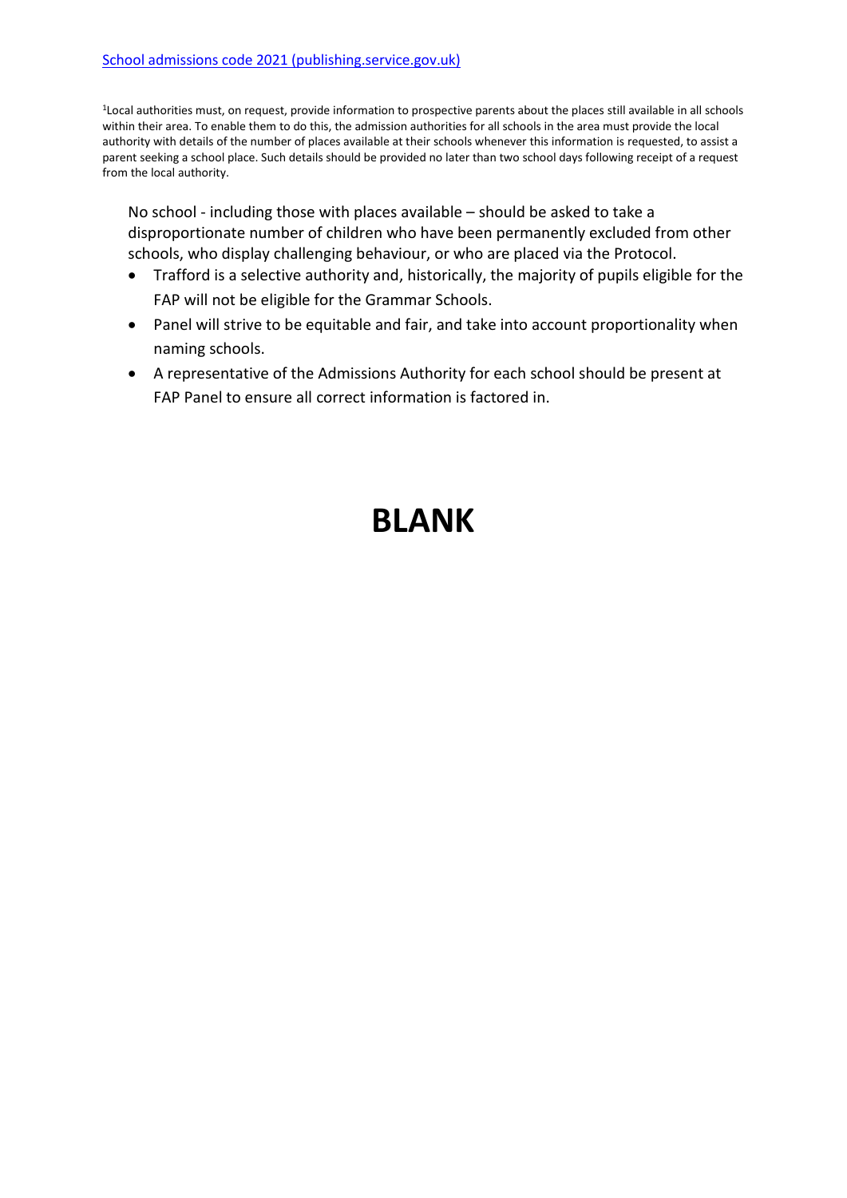[School admissions code 2021 (publishing.service.gov.uk)]

[1]Local authorities must, on request, provide information to prospective parents about the places still available in all schools within their area. To enable them to do this, the admission authorities for all schools in the area must provide the local authority with details of the number of places available at their schools whenever this information is requested, to assist a parent seeking a school place. Such details should be provided no later than two school days following receipt of a request from the local authority.

No school - including those with places available – should be asked to take a disproportionate number of children who have been permanently excluded from other schools, who display challenging behaviour, or who are placed via the Protocol.

- Trafford is a selective authority and, historically, the majority of pupils eligible for the FAP will not be eligible for the Grammar Schools.
- Panel will strive to be equitable and fair, and take into account proportionality when naming schools.
- A representative of the Admissions Authority for each school should be present at FAP Panel to ensure all correct information is factored in.

# BLANK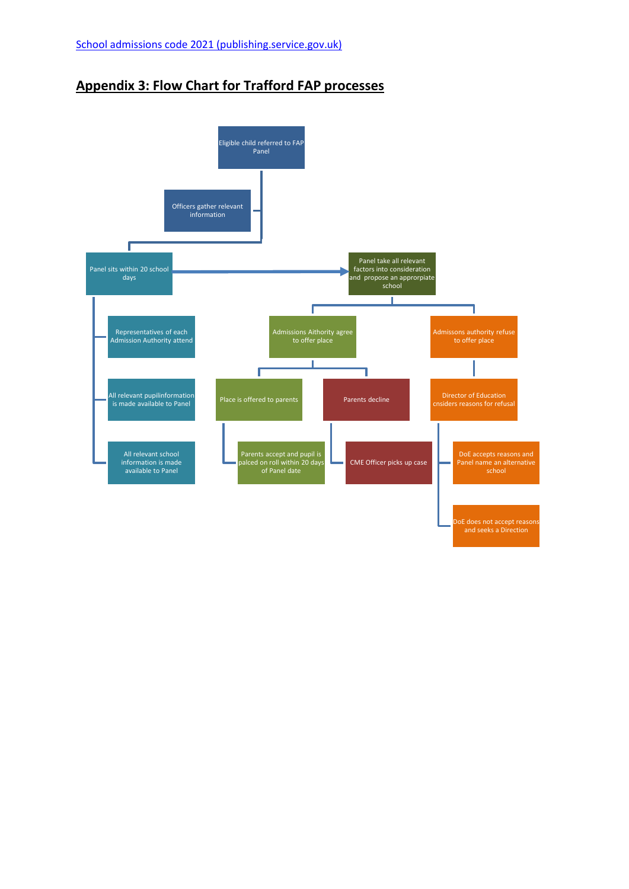[School admissions code 2021 (publishing.service.gov.uk)](#)

## Appendix 3: Flow Chart for Trafford FAP processes

Eligible child referred to FAP Panel

Officers gather relevant information

Panel sits within 20 school days

Representatives of each Admission Authority attend

All relevant pupilinformation is made available to Panel

All relevant school information is made available to Panel

Panel take all relevant factors into consideration and propose an appropriate school

Admissions Aithority agree to offer place

Admissons authority refuse to offer place

Place is offered to parents

Parents decline

Director of Education cnsiders reasons for refusal

Parents accept and pupil is palced on roll within 20 days of Panel date

CME Officer picks up case

DoE accepts reasons and Panel name an alternative school

DoE does not accept reasons and seeks a Direction